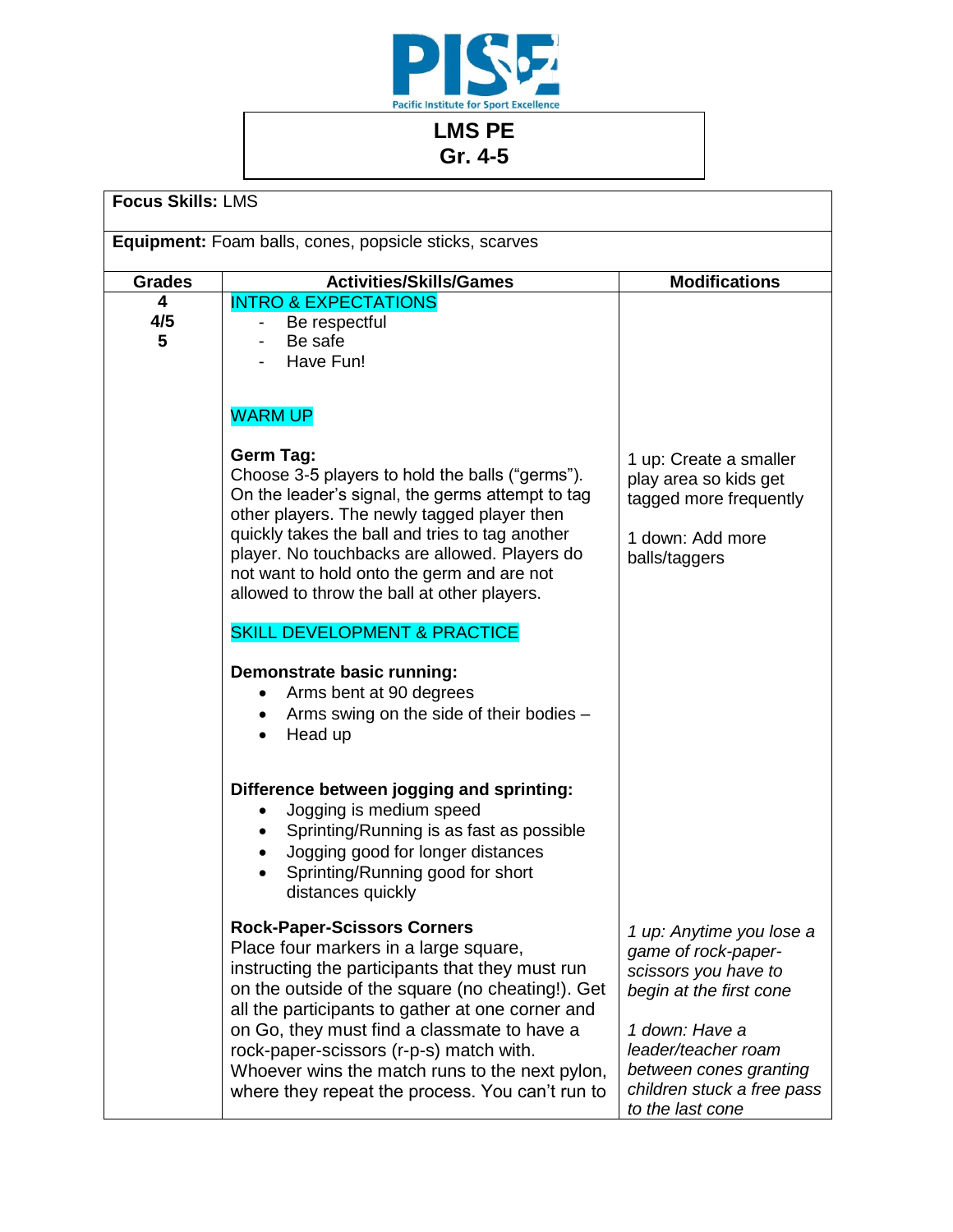**Pacific Institute for Sport Excellence**

# LMS PE
## Gr. 4-5

**Focus Skills:** LMS

**Equipment:** Foam balls, cones, popsicle sticks, scarves

| Grades | Activities/Skills/Games | Modifications |
|---|---|---|
| 4<br>4/5<br>5 | INTRO & EXPECTATIONS<br>- Be respectful<br>- Be safe<br>- Have Fun!<br><br>WARM UP<br><br>**Germ Tag:**<br>Choose 3-5 players to hold the balls ("germs"). On the leader's signal, the germs attempt to tag other players. The newly tagged player then quickly takes the ball and tries to tag another player. No touchbacks are allowed. Players do not want to hold onto the germ and are not allowed to throw the ball at other players. | 1 up: Create a smaller play area so kids get tagged more frequently<br><br>1 down: Add more balls/taggers |
| | SKILL DEVELOPMENT & PRACTICE<br><br>**Demonstrate basic running:**<br>• Arms bent at 90 degrees<br>• Arms swing on the side of their bodies –<br>• Head up<br><br>**Difference between jogging and sprinting:**<br>• Jogging is medium speed<br>• Sprinting/Running is as fast as possible<br>• Jogging good for longer distances<br>• Sprinting/Running good for short distances quickly | |
| | **Rock-Paper-Scissors Corners**<br>Place four markers in a large square, instructing the participants that they must run on the outside of the square (no cheating!). Get all the participants to gather at one corner and on Go, they must find a classmate to have a rock-paper-scissors (r-p-s) match with. Whoever wins the match runs to the next pylon, where they repeat the process. You can't run to | *1 up: Anytime you lose a game of rock-paper-scissors you have to begin at the first cone*<br><br>*1 down: Have a leader/teacher roam between cones granting children stuck a free pass to the last cone* |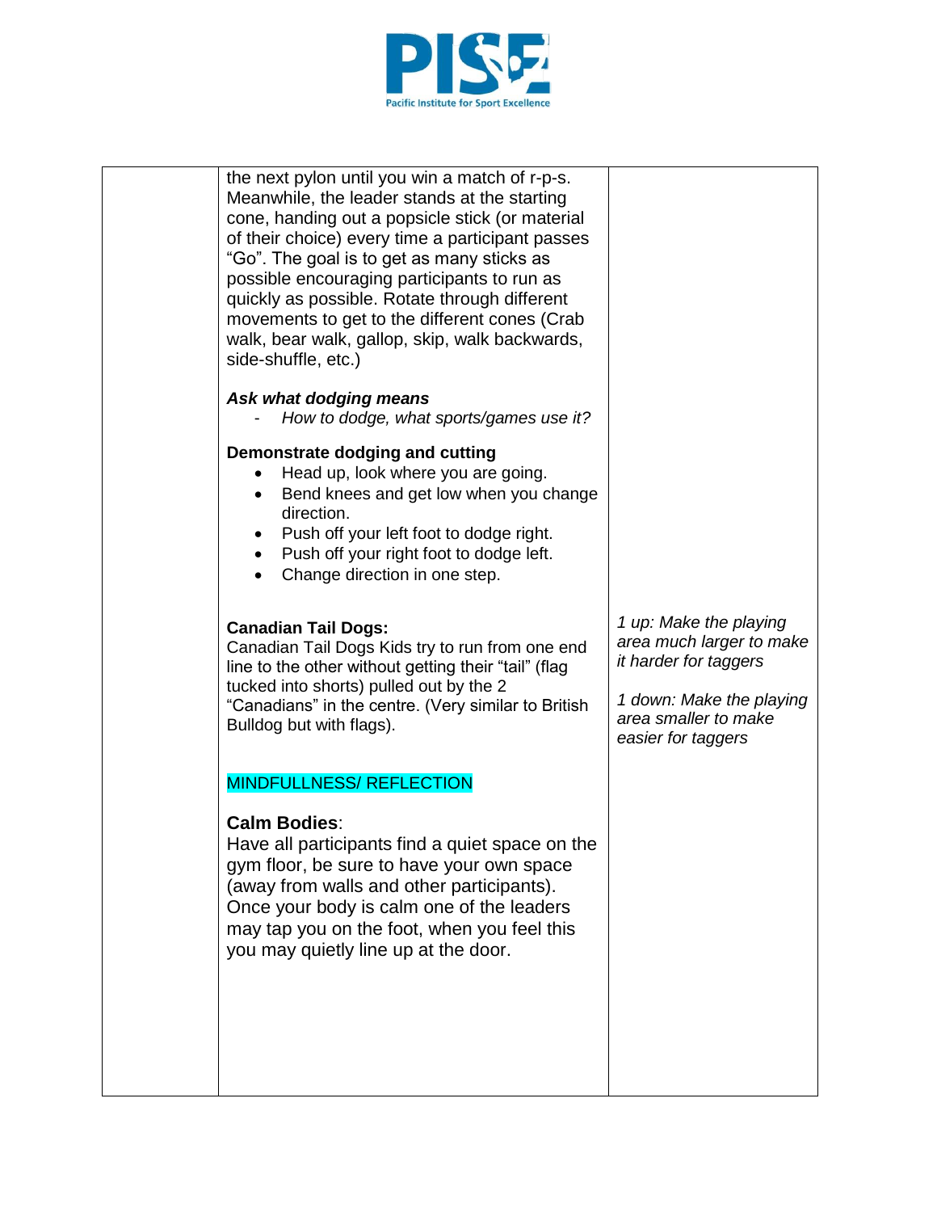| | | |
|---|---|---|
| | the next pylon until you win a match of r-p-s. Meanwhile, the leader stands at the starting cone, handing out a popsicle stick (or material of their choice) every time a participant passes "Go". The goal is to get as many sticks as possible encouraging participants to run as quickly as possible. Rotate through different movements to get to the different cones (Crab walk, bear walk, gallop, skip, walk backwards, side-shuffle, etc.)<br><br>***Ask what dodging means***<br>- *How to dodge, what sports/games use it?*<br><br>**Demonstrate dodging and cutting**<br>• Head up, look where you are going.<br>• Bend knees and get low when you change direction.<br>• Push off your left foot to dodge right.<br>• Push off your right foot to dodge left.<br>• Change direction in one step.<br><br>**Canadian Tail Dogs:**<br>Canadian Tail Dogs Kids try to run from one end line to the other without getting their "tail" (flag tucked into shorts) pulled out by the 2 "Canadians" in the centre. (Very similar to British Bulldog but with flags).<br><br>MINDFULLNESS/ REFLECTION<br><br>**Calm Bodies**:<br>Have all participants find a quiet space on the gym floor, be sure to have your own space (away from walls and other participants). Once your body is calm one of the leaders may tap you on the foot, when you feel this you may quietly line up at the door. | *1 up: Make the playing area much larger to make it harder for taggers*<br><br>*1 down: Make the playing area smaller to make easier for taggers* |